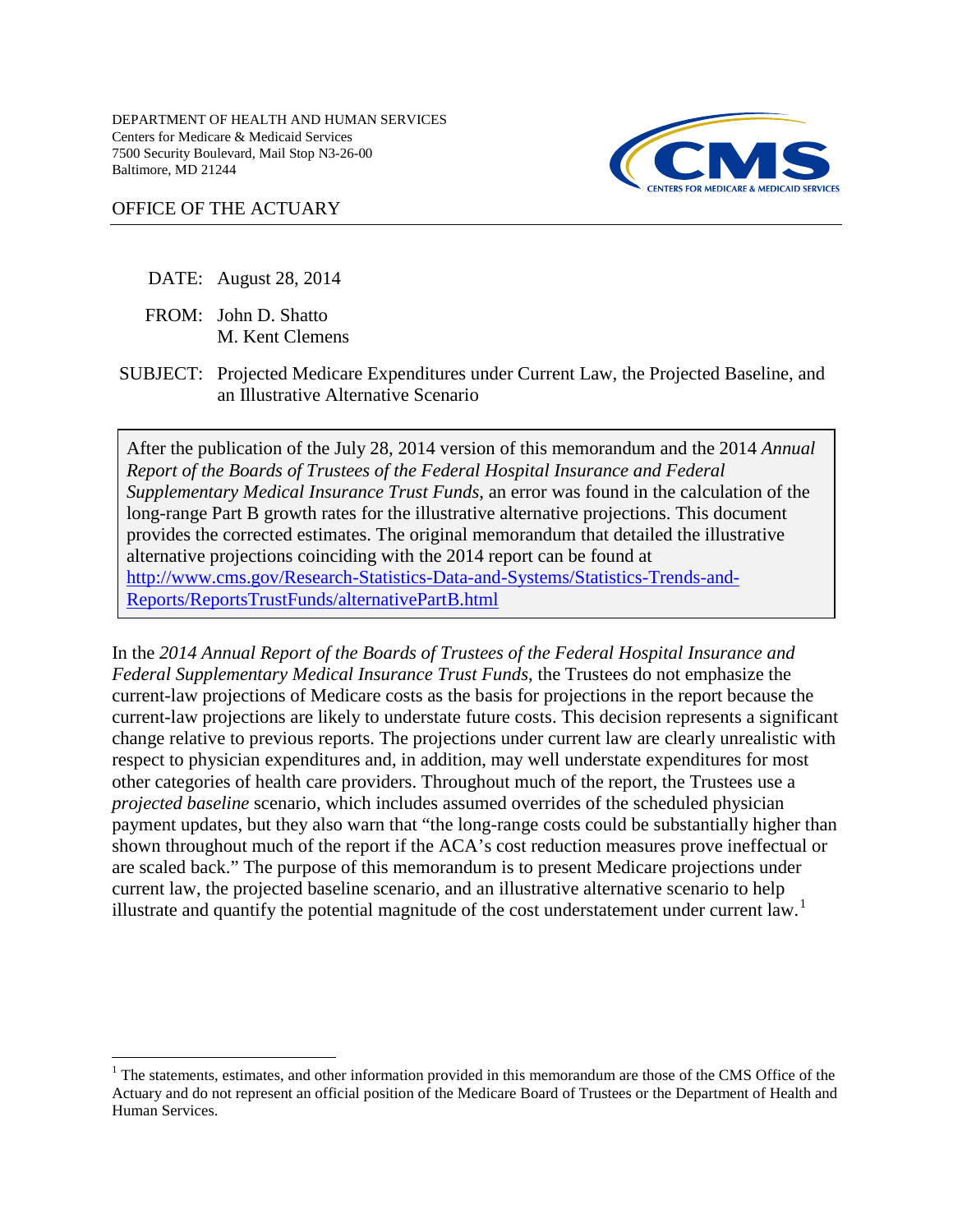DEPARTMENT OF HEALTH AND HUMAN SERVICES
Centers for Medicare & Medicaid Services
7500 Security Boulevard, Mail Stop N3-26-00
Baltimore, MD 21244

OFFICE OF THE ACTUARY

DATE: August 28, 2014

FROM: John D. Shatto
M. Kent Clemens

SUBJECT: Projected Medicare Expenditures under Current Law, the Projected Baseline, and an Illustrative Alternative Scenario

> After the publication of the July 28, 2014 version of this memorandum and the 2014 *Annual Report of the Boards of Trustees of the Federal Hospital Insurance and Federal Supplementary Medical Insurance Trust Funds*, an error was found in the calculation of the long-range Part B growth rates for the illustrative alternative projections. This document provides the corrected estimates. The original memorandum that detailed the illustrative alternative projections coinciding with the 2014 report can be found at http://www.cms.gov/Research-Statistics-Data-and-Systems/Statistics-Trends-and-Reports/ReportsTrustFunds/alternativePartB.html

In the *2014 Annual Report of the Boards of Trustees of the Federal Hospital Insurance and Federal Supplementary Medical Insurance Trust Funds*, the Trustees do not emphasize the current-law projections of Medicare costs as the basis for projections in the report because the current-law projections are likely to understate future costs. This decision represents a significant change relative to previous reports. The projections under current law are clearly unrealistic with respect to physician expenditures and, in addition, may well understate expenditures for most other categories of health care providers. Throughout much of the report, the Trustees use a *projected baseline* scenario, which includes assumed overrides of the scheduled physician payment updates, but they also warn that "the long-range costs could be substantially higher than shown throughout much of the report if the ACA's cost reduction measures prove ineffectual or are scaled back." The purpose of this memorandum is to present Medicare projections under current law, the projected baseline scenario, and an illustrative alternative scenario to help illustrate and quantify the potential magnitude of the cost understatement under current law.[1]

[1] The statements, estimates, and other information provided in this memorandum are those of the CMS Office of the Actuary and do not represent an official position of the Medicare Board of Trustees or the Department of Health and Human Services.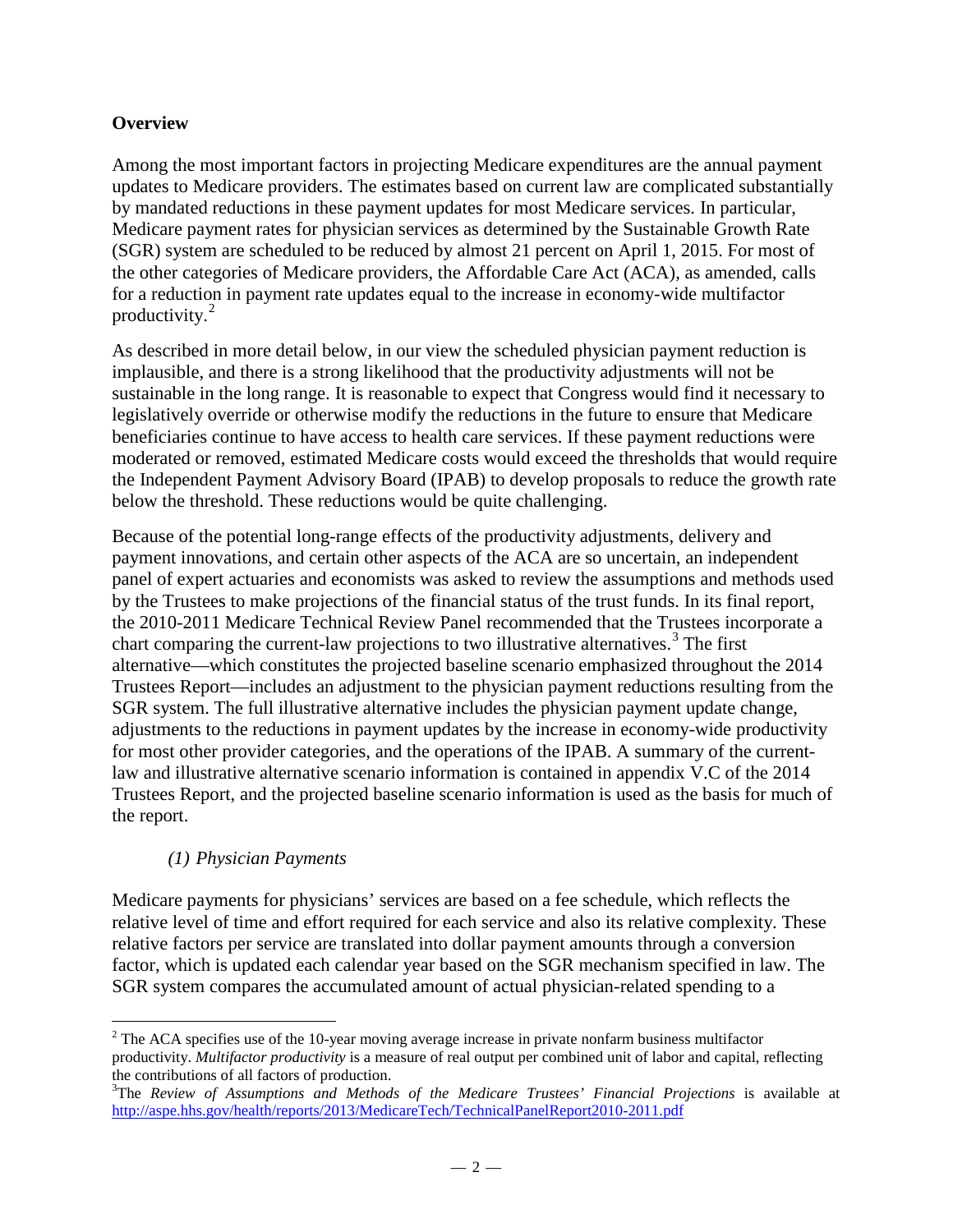## Overview

Among the most important factors in projecting Medicare expenditures are the annual payment updates to Medicare providers. The estimates based on current law are complicated substantially by mandated reductions in these payment updates for most Medicare services. In particular, Medicare payment rates for physician services as determined by the Sustainable Growth Rate (SGR) system are scheduled to be reduced by almost 21 percent on April 1, 2015. For most of the other categories of Medicare providers, the Affordable Care Act (ACA), as amended, calls for a reduction in payment rate updates equal to the increase in economy-wide multifactor productivity.[2]

As described in more detail below, in our view the scheduled physician payment reduction is implausible, and there is a strong likelihood that the productivity adjustments will not be sustainable in the long range. It is reasonable to expect that Congress would find it necessary to legislatively override or otherwise modify the reductions in the future to ensure that Medicare beneficiaries continue to have access to health care services. If these payment reductions were moderated or removed, estimated Medicare costs would exceed the thresholds that would require the Independent Payment Advisory Board (IPAB) to develop proposals to reduce the growth rate below the threshold. These reductions would be quite challenging.

Because of the potential long-range effects of the productivity adjustments, delivery and payment innovations, and certain other aspects of the ACA are so uncertain, an independent panel of expert actuaries and economists was asked to review the assumptions and methods used by the Trustees to make projections of the financial status of the trust funds. In its final report, the 2010-2011 Medicare Technical Review Panel recommended that the Trustees incorporate a chart comparing the current-law projections to two illustrative alternatives.[3] The first alternative—which constitutes the projected baseline scenario emphasized throughout the 2014 Trustees Report—includes an adjustment to the physician payment reductions resulting from the SGR system. The full illustrative alternative includes the physician payment update change, adjustments to the reductions in payment updates by the increase in economy-wide productivity for most other provider categories, and the operations of the IPAB. A summary of the current-law and illustrative alternative scenario information is contained in appendix V.C of the 2014 Trustees Report, and the projected baseline scenario information is used as the basis for much of the report.

### *(1) Physician Payments*

Medicare payments for physicians' services are based on a fee schedule, which reflects the relative level of time and effort required for each service and also its relative complexity. These relative factors per service are translated into dollar payment amounts through a conversion factor, which is updated each calendar year based on the SGR mechanism specified in law. The SGR system compares the accumulated amount of actual physician-related spending to a

---

[2] The ACA specifies use of the 10-year moving average increase in private nonfarm business multifactor productivity. *Multifactor productivity* is a measure of real output per combined unit of labor and capital, reflecting the contributions of all factors of production.

[3] The *Review of Assumptions and Methods of the Medicare Trustees' Financial Projections* is available at http://aspe.hhs.gov/health/reports/2013/MedicareTech/TechnicalPanelReport2010-2011.pdf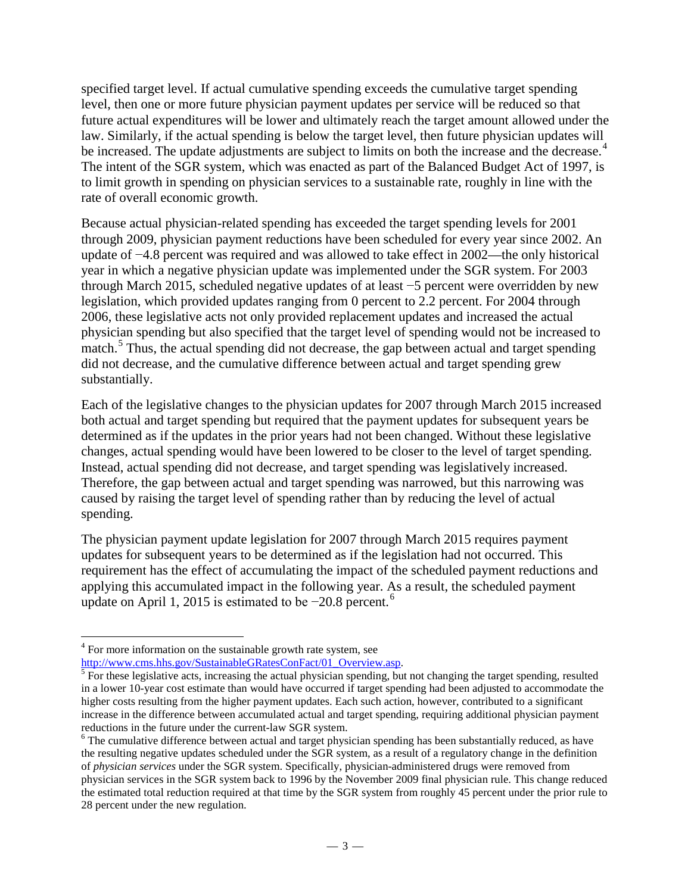specified target level. If actual cumulative spending exceeds the cumulative target spending level, then one or more future physician payment updates per service will be reduced so that future actual expenditures will be lower and ultimately reach the target amount allowed under the law. Similarly, if the actual spending is below the target level, then future physician updates will be increased. The update adjustments are subject to limits on both the increase and the decrease.[4] The intent of the SGR system, which was enacted as part of the Balanced Budget Act of 1997, is to limit growth in spending on physician services to a sustainable rate, roughly in line with the rate of overall economic growth.

Because actual physician-related spending has exceeded the target spending levels for 2001 through 2009, physician payment reductions have been scheduled for every year since 2002. An update of −4.8 percent was required and was allowed to take effect in 2002—the only historical year in which a negative physician update was implemented under the SGR system. For 2003 through March 2015, scheduled negative updates of at least −5 percent were overridden by new legislation, which provided updates ranging from 0 percent to 2.2 percent. For 2004 through 2006, these legislative acts not only provided replacement updates and increased the actual physician spending but also specified that the target level of spending would not be increased to match.[5] Thus, the actual spending did not decrease, the gap between actual and target spending did not decrease, and the cumulative difference between actual and target spending grew substantially.

Each of the legislative changes to the physician updates for 2007 through March 2015 increased both actual and target spending but required that the payment updates for subsequent years be determined as if the updates in the prior years had not been changed. Without these legislative changes, actual spending would have been lowered to be closer to the level of target spending. Instead, actual spending did not decrease, and target spending was legislatively increased. Therefore, the gap between actual and target spending was narrowed, but this narrowing was caused by raising the target level of spending rather than by reducing the level of actual spending.

The physician payment update legislation for 2007 through March 2015 requires payment updates for subsequent years to be determined as if the legislation had not occurred. This requirement has the effect of accumulating the impact of the scheduled payment reductions and applying this accumulated impact in the following year. As a result, the scheduled payment update on April 1, 2015 is estimated to be −20.8 percent.[6]

---

[4] For more information on the sustainable growth rate system, see http://www.cms.hhs.gov/SustainableGRatesConFact/01_Overview.asp.

[5] For these legislative acts, increasing the actual physician spending, but not changing the target spending, resulted in a lower 10-year cost estimate than would have occurred if target spending had been adjusted to accommodate the higher costs resulting from the higher payment updates. Each such action, however, contributed to a significant increase in the difference between accumulated actual and target spending, requiring additional physician payment reductions in the future under the current-law SGR system.

[6] The cumulative difference between actual and target physician spending has been substantially reduced, as have the resulting negative updates scheduled under the SGR system, as a result of a regulatory change in the definition of *physician services* under the SGR system. Specifically, physician-administered drugs were removed from physician services in the SGR system back to 1996 by the November 2009 final physician rule. This change reduced the estimated total reduction required at that time by the SGR system from roughly 45 percent under the prior rule to 28 percent under the new regulation.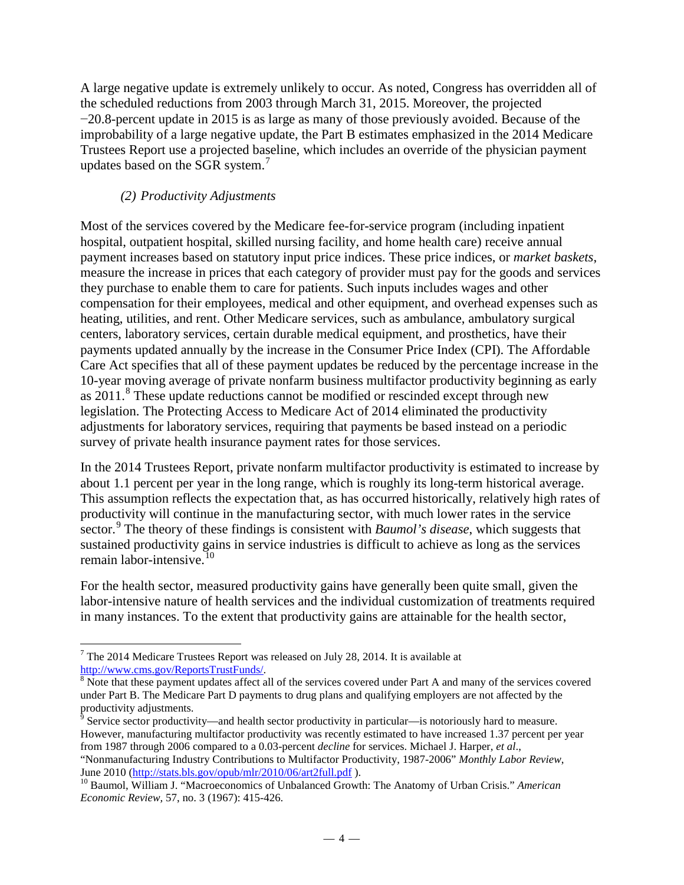A large negative update is extremely unlikely to occur. As noted, Congress has overridden all of the scheduled reductions from 2003 through March 31, 2015. Moreover, the projected −20.8-percent update in 2015 is as large as many of those previously avoided. Because of the improbability of a large negative update, the Part B estimates emphasized in the 2014 Medicare Trustees Report use a projected baseline, which includes an override of the physician payment updates based on the SGR system.[7]

### *(2) Productivity Adjustments*

Most of the services covered by the Medicare fee-for-service program (including inpatient hospital, outpatient hospital, skilled nursing facility, and home health care) receive annual payment increases based on statutory input price indices. These price indices, or *market baskets*, measure the increase in prices that each category of provider must pay for the goods and services they purchase to enable them to care for patients. Such inputs includes wages and other compensation for their employees, medical and other equipment, and overhead expenses such as heating, utilities, and rent. Other Medicare services, such as ambulance, ambulatory surgical centers, laboratory services, certain durable medical equipment, and prosthetics, have their payments updated annually by the increase in the Consumer Price Index (CPI). The Affordable Care Act specifies that all of these payment updates be reduced by the percentage increase in the 10-year moving average of private nonfarm business multifactor productivity beginning as early as 2011.[8] These update reductions cannot be modified or rescinded except through new legislation. The Protecting Access to Medicare Act of 2014 eliminated the productivity adjustments for laboratory services, requiring that payments be based instead on a periodic survey of private health insurance payment rates for those services.

In the 2014 Trustees Report, private nonfarm multifactor productivity is estimated to increase by about 1.1 percent per year in the long range, which is roughly its long-term historical average. This assumption reflects the expectation that, as has occurred historically, relatively high rates of productivity will continue in the manufacturing sector, with much lower rates in the service sector.[9] The theory of these findings is consistent with *Baumol's disease*, which suggests that sustained productivity gains in service industries is difficult to achieve as long as the services remain labor-intensive.[10]

For the health sector, measured productivity gains have generally been quite small, given the labor-intensive nature of health services and the individual customization of treatments required in many instances. To the extent that productivity gains are attainable for the health sector,

---

[7] The 2014 Medicare Trustees Report was released on July 28, 2014. It is available at http://www.cms.gov/ReportsTrustFunds/.

[8] Note that these payment updates affect all of the services covered under Part A and many of the services covered under Part B. The Medicare Part D payments to drug plans and qualifying employers are not affected by the productivity adjustments.

[9] Service sector productivity—and health sector productivity in particular—is notoriously hard to measure. However, manufacturing multifactor productivity was recently estimated to have increased 1.37 percent per year from 1987 through 2006 compared to a 0.03-percent *decline* for services. Michael J. Harper, *et al*., "Nonmanufacturing Industry Contributions to Multifactor Productivity, 1987-2006" *Monthly Labor Review*, June 2010 (http://stats.bls.gov/opub/mlr/2010/06/art2full.pdf ).

[10] Baumol, William J. "Macroeconomics of Unbalanced Growth: The Anatomy of Urban Crisis." *American Economic Review*, 57, no. 3 (1967): 415-426.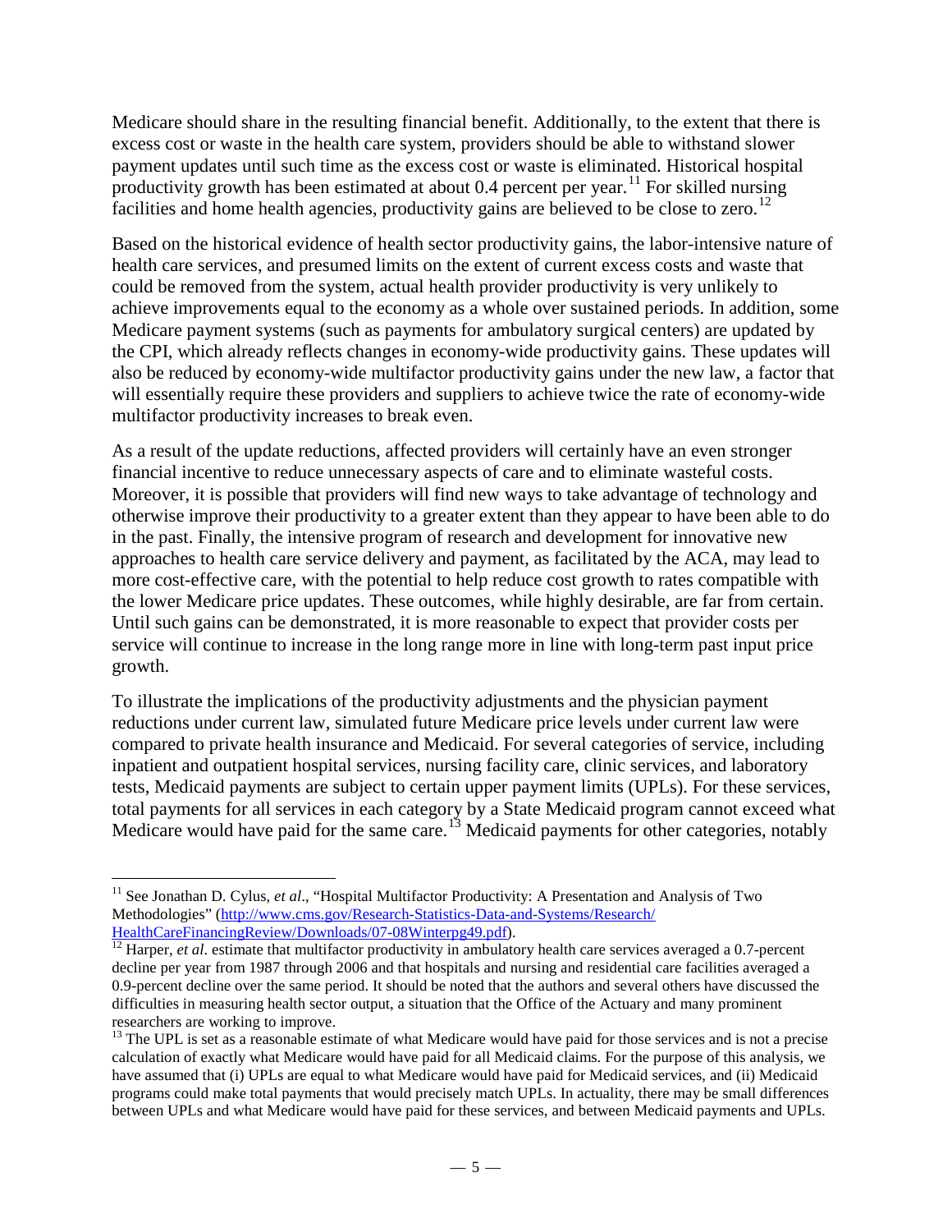Medicare should share in the resulting financial benefit. Additionally, to the extent that there is excess cost or waste in the health care system, providers should be able to withstand slower payment updates until such time as the excess cost or waste is eliminated. Historical hospital productivity growth has been estimated at about 0.4 percent per year.[11] For skilled nursing facilities and home health agencies, productivity gains are believed to be close to zero.[12]

Based on the historical evidence of health sector productivity gains, the labor-intensive nature of health care services, and presumed limits on the extent of current excess costs and waste that could be removed from the system, actual health provider productivity is very unlikely to achieve improvements equal to the economy as a whole over sustained periods. In addition, some Medicare payment systems (such as payments for ambulatory surgical centers) are updated by the CPI, which already reflects changes in economy-wide productivity gains. These updates will also be reduced by economy-wide multifactor productivity gains under the new law, a factor that will essentially require these providers and suppliers to achieve twice the rate of economy-wide multifactor productivity increases to break even.

As a result of the update reductions, affected providers will certainly have an even stronger financial incentive to reduce unnecessary aspects of care and to eliminate wasteful costs. Moreover, it is possible that providers will find new ways to take advantage of technology and otherwise improve their productivity to a greater extent than they appear to have been able to do in the past. Finally, the intensive program of research and development for innovative new approaches to health care service delivery and payment, as facilitated by the ACA, may lead to more cost-effective care, with the potential to help reduce cost growth to rates compatible with the lower Medicare price updates. These outcomes, while highly desirable, are far from certain. Until such gains can be demonstrated, it is more reasonable to expect that provider costs per service will continue to increase in the long range more in line with long-term past input price growth.

To illustrate the implications of the productivity adjustments and the physician payment reductions under current law, simulated future Medicare price levels under current law were compared to private health insurance and Medicaid. For several categories of service, including inpatient and outpatient hospital services, nursing facility care, clinic services, and laboratory tests, Medicaid payments are subject to certain upper payment limits (UPLs). For these services, total payments for all services in each category by a State Medicaid program cannot exceed what Medicare would have paid for the same care.[13] Medicaid payments for other categories, notably

---

[11] See Jonathan D. Cylus, *et al*., "Hospital Multifactor Productivity: A Presentation and Analysis of Two Methodologies" (http://www.cms.gov/Research-Statistics-Data-and-Systems/Research/HealthCareFinancingReview/Downloads/07-08Winterpg49.pdf).

[12] Harper, *et al*. estimate that multifactor productivity in ambulatory health care services averaged a 0.7-percent decline per year from 1987 through 2006 and that hospitals and nursing and residential care facilities averaged a 0.9-percent decline over the same period. It should be noted that the authors and several others have discussed the difficulties in measuring health sector output, a situation that the Office of the Actuary and many prominent researchers are working to improve.

[13] The UPL is set as a reasonable estimate of what Medicare would have paid for those services and is not a precise calculation of exactly what Medicare would have paid for all Medicaid claims. For the purpose of this analysis, we have assumed that (i) UPLs are equal to what Medicare would have paid for Medicaid services, and (ii) Medicaid programs could make total payments that would precisely match UPLs. In actuality, there may be small differences between UPLs and what Medicare would have paid for these services, and between Medicaid payments and UPLs.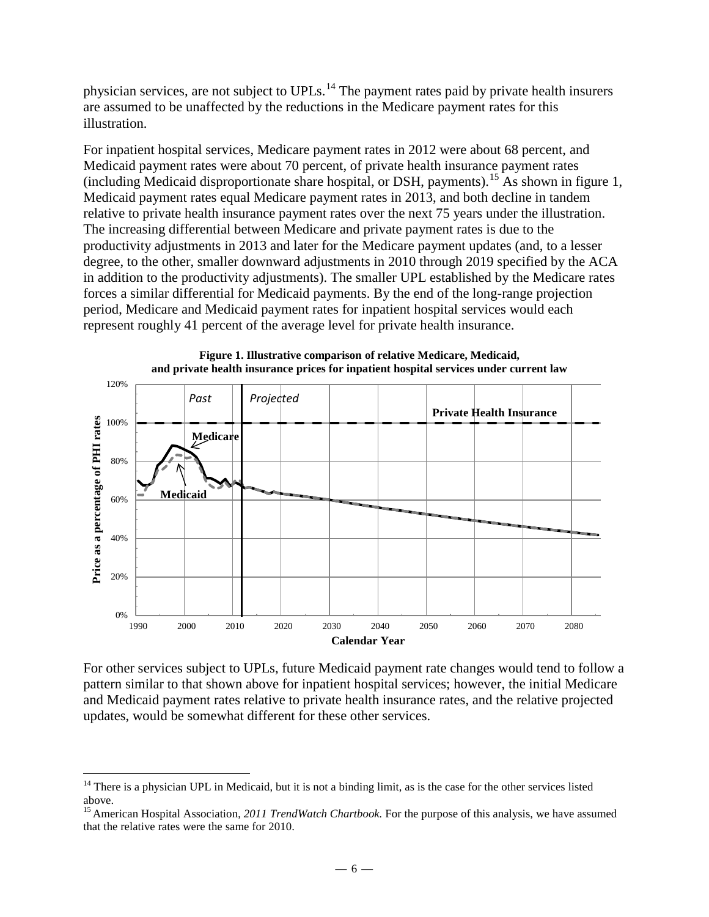physician services, are not subject to UPLs.[14] The payment rates paid by private health insurers are assumed to be unaffected by the reductions in the Medicare payment rates for this illustration.

For inpatient hospital services, Medicare payment rates in 2012 were about 68 percent, and Medicaid payment rates were about 70 percent, of private health insurance payment rates (including Medicaid disproportionate share hospital, or DSH, payments).[15] As shown in figure 1, Medicaid payment rates equal Medicare payment rates in 2013, and both decline in tandem relative to private health insurance payment rates over the next 75 years under the illustration. The increasing differential between Medicare and private payment rates is due to the productivity adjustments in 2013 and later for the Medicare payment updates (and, to a lesser degree, to the other, smaller downward adjustments in 2010 through 2019 specified by the ACA in addition to the productivity adjustments). The smaller UPL established by the Medicare rates forces a similar differential for Medicaid payments. By the end of the long-range projection period, Medicare and Medicaid payment rates for inpatient hospital services would each represent roughly 41 percent of the average level for private health insurance.

**Figure 1. Illustrative comparison of relative Medicare, Medicaid, and private health insurance prices for inpatient hospital services under current law**

For other services subject to UPLs, future Medicaid payment rate changes would tend to follow a pattern similar to that shown above for inpatient hospital services; however, the initial Medicare and Medicaid payment rates relative to private health insurance rates, and the relative projected updates, would be somewhat different for these other services.

---

[14] There is a physician UPL in Medicaid, but it is not a binding limit, as is the case for the other services listed above.

[15] American Hospital Association, *2011 TrendWatch Chartbook.* For the purpose of this analysis, we have assumed that the relative rates were the same for 2010.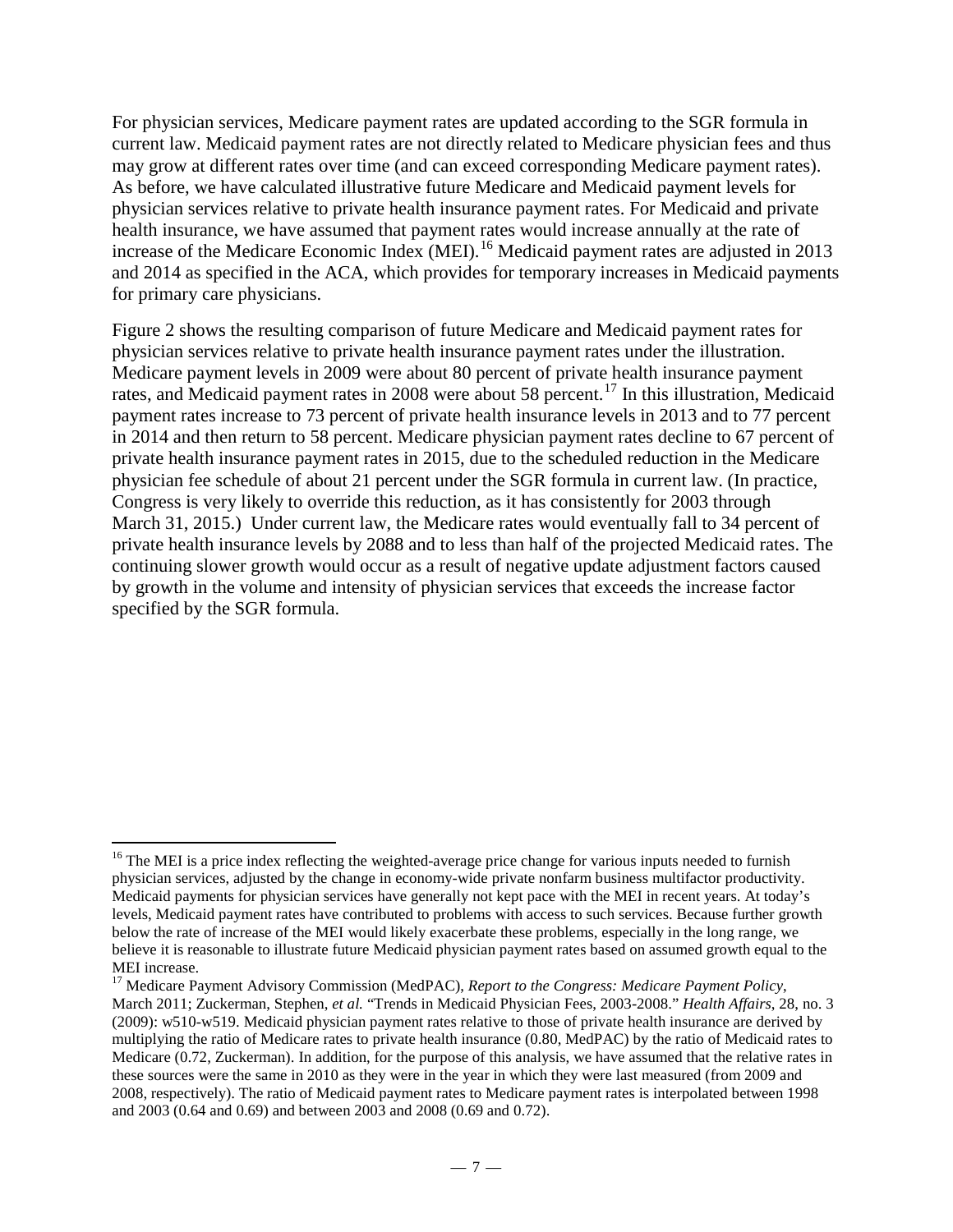For physician services, Medicare payment rates are updated according to the SGR formula in current law. Medicaid payment rates are not directly related to Medicare physician fees and thus may grow at different rates over time (and can exceed corresponding Medicare payment rates). As before, we have calculated illustrative future Medicare and Medicaid payment levels for physician services relative to private health insurance payment rates. For Medicaid and private health insurance, we have assumed that payment rates would increase annually at the rate of increase of the Medicare Economic Index (MEI).[16] Medicaid payment rates are adjusted in 2013 and 2014 as specified in the ACA, which provides for temporary increases in Medicaid payments for primary care physicians.

Figure 2 shows the resulting comparison of future Medicare and Medicaid payment rates for physician services relative to private health insurance payment rates under the illustration. Medicare payment levels in 2009 were about 80 percent of private health insurance payment rates, and Medicaid payment rates in 2008 were about 58 percent.[17] In this illustration, Medicaid payment rates increase to 73 percent of private health insurance levels in 2013 and to 77 percent in 2014 and then return to 58 percent. Medicare physician payment rates decline to 67 percent of private health insurance payment rates in 2015, due to the scheduled reduction in the Medicare physician fee schedule of about 21 percent under the SGR formula in current law. (In practice, Congress is very likely to override this reduction, as it has consistently for 2003 through March 31, 2015.) Under current law, the Medicare rates would eventually fall to 34 percent of private health insurance levels by 2088 and to less than half of the projected Medicaid rates. The continuing slower growth would occur as a result of negative update adjustment factors caused by growth in the volume and intensity of physician services that exceeds the increase factor specified by the SGR formula.

---

[16] The MEI is a price index reflecting the weighted-average price change for various inputs needed to furnish physician services, adjusted by the change in economy-wide private nonfarm business multifactor productivity. Medicaid payments for physician services have generally not kept pace with the MEI in recent years. At today's levels, Medicaid payment rates have contributed to problems with access to such services. Because further growth below the rate of increase of the MEI would likely exacerbate these problems, especially in the long range, we believe it is reasonable to illustrate future Medicaid physician payment rates based on assumed growth equal to the MEI increase.

[17] Medicare Payment Advisory Commission (MedPAC), *Report to the Congress: Medicare Payment Policy*, March 2011; Zuckerman, Stephen, *et al.* "Trends in Medicaid Physician Fees, 2003-2008." *Health Affairs*, 28, no. 3 (2009): w510-w519. Medicaid physician payment rates relative to those of private health insurance are derived by multiplying the ratio of Medicare rates to private health insurance (0.80, MedPAC) by the ratio of Medicaid rates to Medicare (0.72, Zuckerman). In addition, for the purpose of this analysis, we have assumed that the relative rates in these sources were the same in 2010 as they were in the year in which they were last measured (from 2009 and 2008, respectively). The ratio of Medicaid payment rates to Medicare payment rates is interpolated between 1998 and 2003 (0.64 and 0.69) and between 2003 and 2008 (0.69 and 0.72).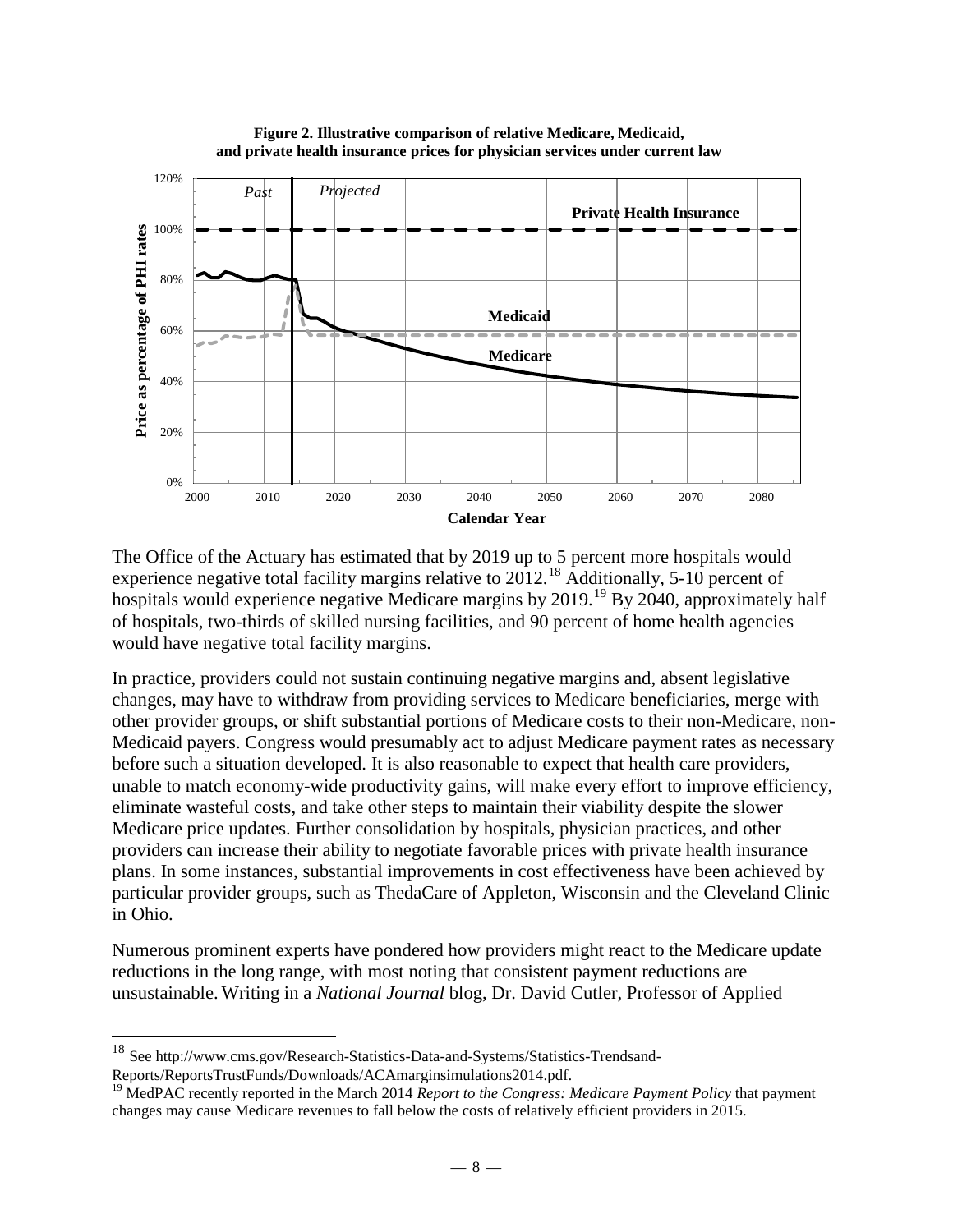**Figure 2. Illustrative comparison of relative Medicare, Medicaid, and private health insurance prices for physician services under current law**

The Office of the Actuary has estimated that by 2019 up to 5 percent more hospitals would experience negative total facility margins relative to 2012.[18] Additionally, 5-10 percent of hospitals would experience negative Medicare margins by 2019.[19] By 2040, approximately half of hospitals, two-thirds of skilled nursing facilities, and 90 percent of home health agencies would have negative total facility margins.

In practice, providers could not sustain continuing negative margins and, absent legislative changes, may have to withdraw from providing services to Medicare beneficiaries, merge with other provider groups, or shift substantial portions of Medicare costs to their non-Medicare, non-Medicaid payers. Congress would presumably act to adjust Medicare payment rates as necessary before such a situation developed. It is also reasonable to expect that health care providers, unable to match economy-wide productivity gains, will make every effort to improve efficiency, eliminate wasteful costs, and take other steps to maintain their viability despite the slower Medicare price updates. Further consolidation by hospitals, physician practices, and other providers can increase their ability to negotiate favorable prices with private health insurance plans. In some instances, substantial improvements in cost effectiveness have been achieved by particular provider groups, such as ThedaCare of Appleton, Wisconsin and the Cleveland Clinic in Ohio.

Numerous prominent experts have pondered how providers might react to the Medicare update reductions in the long range, with most noting that consistent payment reductions are unsustainable. Writing in a *National Journal* blog, Dr. David Cutler, Professor of Applied

---

[18] See http://www.cms.gov/Research-Statistics-Data-and-Systems/Statistics-Trendsand-Reports/ReportsTrustFunds/Downloads/ACAmarginsimulations2014.pdf.

[19] MedPAC recently reported in the March 2014 *Report to the Congress: Medicare Payment Policy* that payment changes may cause Medicare revenues to fall below the costs of relatively efficient providers in 2015.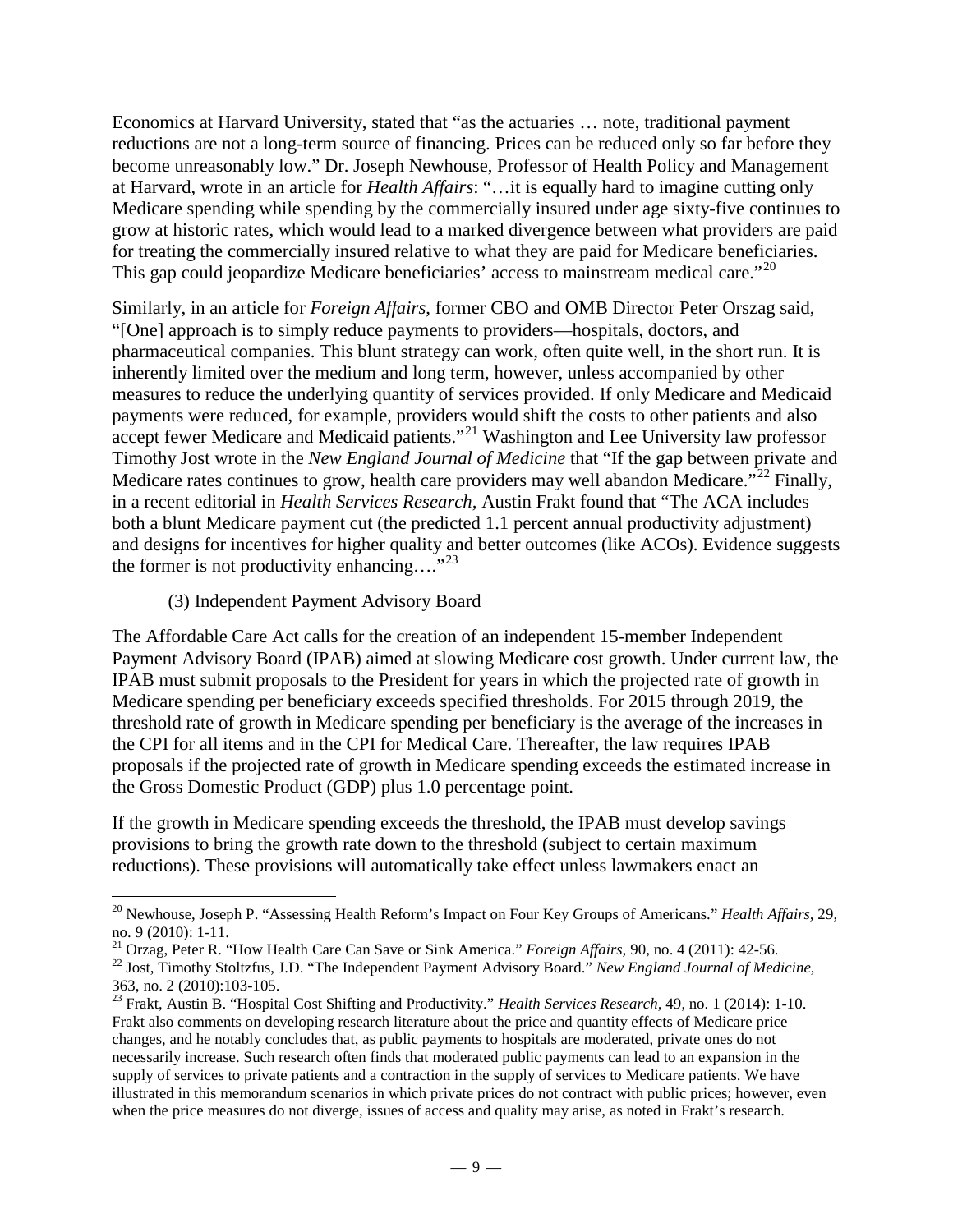Economics at Harvard University, stated that "as the actuaries … note, traditional payment reductions are not a long-term source of financing. Prices can be reduced only so far before they become unreasonably low." Dr. Joseph Newhouse, Professor of Health Policy and Management at Harvard, wrote in an article for *Health Affairs*: "…it is equally hard to imagine cutting only Medicare spending while spending by the commercially insured under age sixty-five continues to grow at historic rates, which would lead to a marked divergence between what providers are paid for treating the commercially insured relative to what they are paid for Medicare beneficiaries. This gap could jeopardize Medicare beneficiaries' access to mainstream medical care."[20]

Similarly, in an article for *Foreign Affairs*, former CBO and OMB Director Peter Orszag said, "[One] approach is to simply reduce payments to providers—hospitals, doctors, and pharmaceutical companies. This blunt strategy can work, often quite well, in the short run. It is inherently limited over the medium and long term, however, unless accompanied by other measures to reduce the underlying quantity of services provided. If only Medicare and Medicaid payments were reduced, for example, providers would shift the costs to other patients and also accept fewer Medicare and Medicaid patients."[21] Washington and Lee University law professor Timothy Jost wrote in the *New England Journal of Medicine* that "If the gap between private and Medicare rates continues to grow, health care providers may well abandon Medicare."[22] Finally, in a recent editorial in *Health Services Research,* Austin Frakt found that "The ACA includes both a blunt Medicare payment cut (the predicted 1.1 percent annual productivity adjustment) and designs for incentives for higher quality and better outcomes (like ACOs). Evidence suggests the former is not productivity enhancing…."[23]

(3) Independent Payment Advisory Board

The Affordable Care Act calls for the creation of an independent 15-member Independent Payment Advisory Board (IPAB) aimed at slowing Medicare cost growth. Under current law, the IPAB must submit proposals to the President for years in which the projected rate of growth in Medicare spending per beneficiary exceeds specified thresholds. For 2015 through 2019, the threshold rate of growth in Medicare spending per beneficiary is the average of the increases in the CPI for all items and in the CPI for Medical Care. Thereafter, the law requires IPAB proposals if the projected rate of growth in Medicare spending exceeds the estimated increase in the Gross Domestic Product (GDP) plus 1.0 percentage point.

If the growth in Medicare spending exceeds the threshold, the IPAB must develop savings provisions to bring the growth rate down to the threshold (subject to certain maximum reductions). These provisions will automatically take effect unless lawmakers enact an

---

[20] Newhouse, Joseph P. "Assessing Health Reform's Impact on Four Key Groups of Americans." *Health Affairs,* 29, no. 9 (2010): 1-11.

[21] Orzag, Peter R. "How Health Care Can Save or Sink America." *Foreign Affairs,* 90, no. 4 (2011): 42-56.

[22] Jost, Timothy Stoltzfus, J.D. "The Independent Payment Advisory Board." *New England Journal of Medicine,* 363, no. 2 (2010):103-105.

[23] Frakt, Austin B. "Hospital Cost Shifting and Productivity." *Health Services Research,* 49, no. 1 (2014): 1-10. Frakt also comments on developing research literature about the price and quantity effects of Medicare price changes, and he notably concludes that, as public payments to hospitals are moderated, private ones do not necessarily increase. Such research often finds that moderated public payments can lead to an expansion in the supply of services to private patients and a contraction in the supply of services to Medicare patients. We have illustrated in this memorandum scenarios in which private prices do not contract with public prices; however, even when the price measures do not diverge, issues of access and quality may arise, as noted in Frakt's research.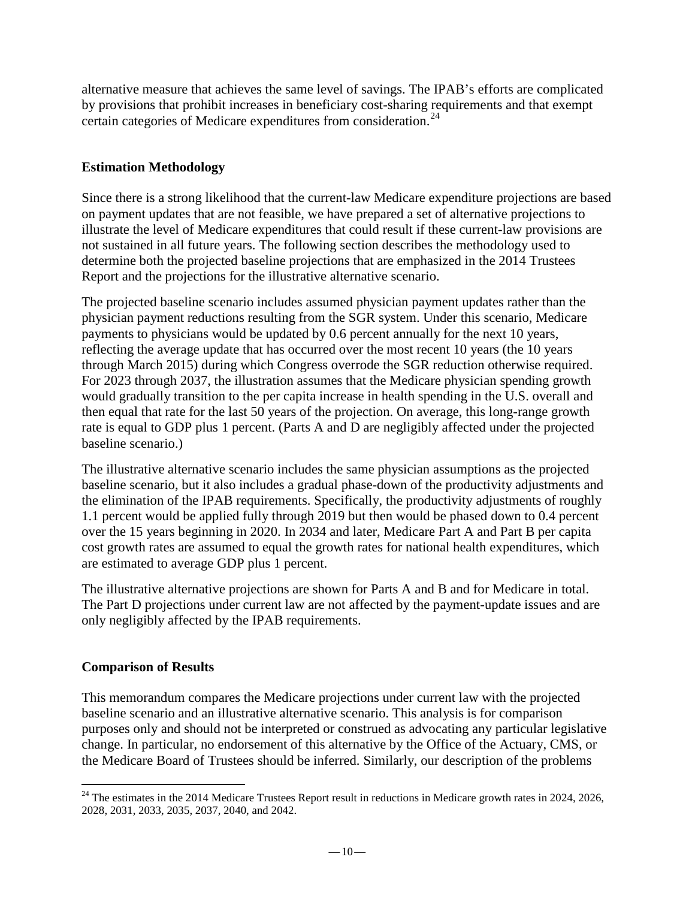alternative measure that achieves the same level of savings. The IPAB's efforts are complicated by provisions that prohibit increases in beneficiary cost-sharing requirements and that exempt certain categories of Medicare expenditures from consideration.[24]

## Estimation Methodology

Since there is a strong likelihood that the current-law Medicare expenditure projections are based on payment updates that are not feasible, we have prepared a set of alternative projections to illustrate the level of Medicare expenditures that could result if these current-law provisions are not sustained in all future years. The following section describes the methodology used to determine both the projected baseline projections that are emphasized in the 2014 Trustees Report and the projections for the illustrative alternative scenario.

The projected baseline scenario includes assumed physician payment updates rather than the physician payment reductions resulting from the SGR system. Under this scenario, Medicare payments to physicians would be updated by 0.6 percent annually for the next 10 years, reflecting the average update that has occurred over the most recent 10 years (the 10 years through March 2015) during which Congress overrode the SGR reduction otherwise required. For 2023 through 2037, the illustration assumes that the Medicare physician spending growth would gradually transition to the per capita increase in health spending in the U.S. overall and then equal that rate for the last 50 years of the projection. On average, this long-range growth rate is equal to GDP plus 1 percent. (Parts A and D are negligibly affected under the projected baseline scenario.)

The illustrative alternative scenario includes the same physician assumptions as the projected baseline scenario, but it also includes a gradual phase-down of the productivity adjustments and the elimination of the IPAB requirements. Specifically, the productivity adjustments of roughly 1.1 percent would be applied fully through 2019 but then would be phased down to 0.4 percent over the 15 years beginning in 2020. In 2034 and later, Medicare Part A and Part B per capita cost growth rates are assumed to equal the growth rates for national health expenditures, which are estimated to average GDP plus 1 percent.

The illustrative alternative projections are shown for Parts A and B and for Medicare in total. The Part D projections under current law are not affected by the payment-update issues and are only negligibly affected by the IPAB requirements.

## Comparison of Results

This memorandum compares the Medicare projections under current law with the projected baseline scenario and an illustrative alternative scenario. This analysis is for comparison purposes only and should not be interpreted or construed as advocating any particular legislative change. In particular, no endorsement of this alternative by the Office of the Actuary, CMS, or the Medicare Board of Trustees should be inferred. Similarly, our description of the problems

---

[24] The estimates in the 2014 Medicare Trustees Report result in reductions in Medicare growth rates in 2024, 2026, 2028, 2031, 2033, 2035, 2037, 2040, and 2042.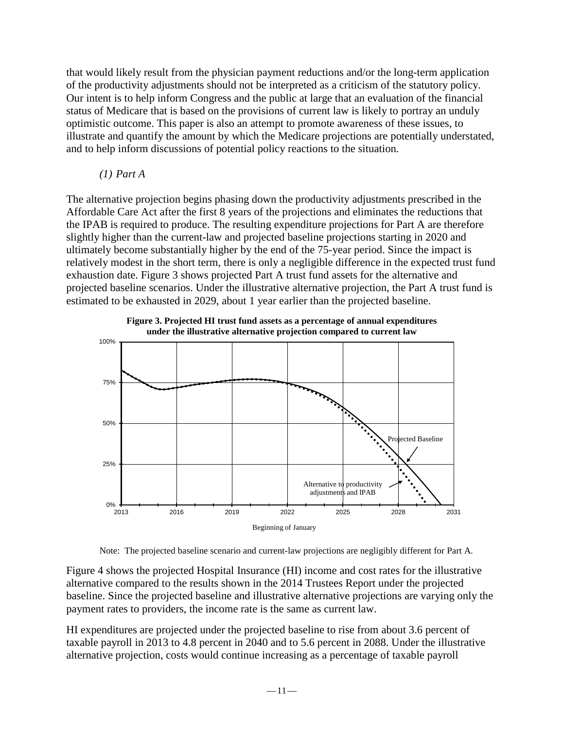that would likely result from the physician payment reductions and/or the long-term application of the productivity adjustments should not be interpreted as a criticism of the statutory policy. Our intent is to help inform Congress and the public at large that an evaluation of the financial status of Medicare that is based on the provisions of current law is likely to portray an unduly optimistic outcome. This paper is also an attempt to promote awareness of these issues, to illustrate and quantify the amount by which the Medicare projections are potentially understated, and to help inform discussions of potential policy reactions to the situation.

*(1) Part A*

The alternative projection begins phasing down the productivity adjustments prescribed in the Affordable Care Act after the first 8 years of the projections and eliminates the reductions that the IPAB is required to produce. The resulting expenditure projections for Part A are therefore slightly higher than the current-law and projected baseline projections starting in 2020 and ultimately become substantially higher by the end of the 75-year period. Since the impact is relatively modest in the short term, there is only a negligible difference in the expected trust fund exhaustion date. Figure 3 shows projected Part A trust fund assets for the alternative and projected baseline scenarios. Under the illustrative alternative projection, the Part A trust fund is estimated to be exhausted in 2029, about 1 year earlier than the projected baseline.

**Figure 3. Projected HI trust fund assets as a percentage of annual expenditures under the illustrative alternative projection compared to current law**

Note: The projected baseline scenario and current-law projections are negligibly different for Part A.

Figure 4 shows the projected Hospital Insurance (HI) income and cost rates for the illustrative alternative compared to the results shown in the 2014 Trustees Report under the projected baseline. Since the projected baseline and illustrative alternative projections are varying only the payment rates to providers, the income rate is the same as current law.

HI expenditures are projected under the projected baseline to rise from about 3.6 percent of taxable payroll in 2013 to 4.8 percent in 2040 and to 5.6 percent in 2088. Under the illustrative alternative projection, costs would continue increasing as a percentage of taxable payroll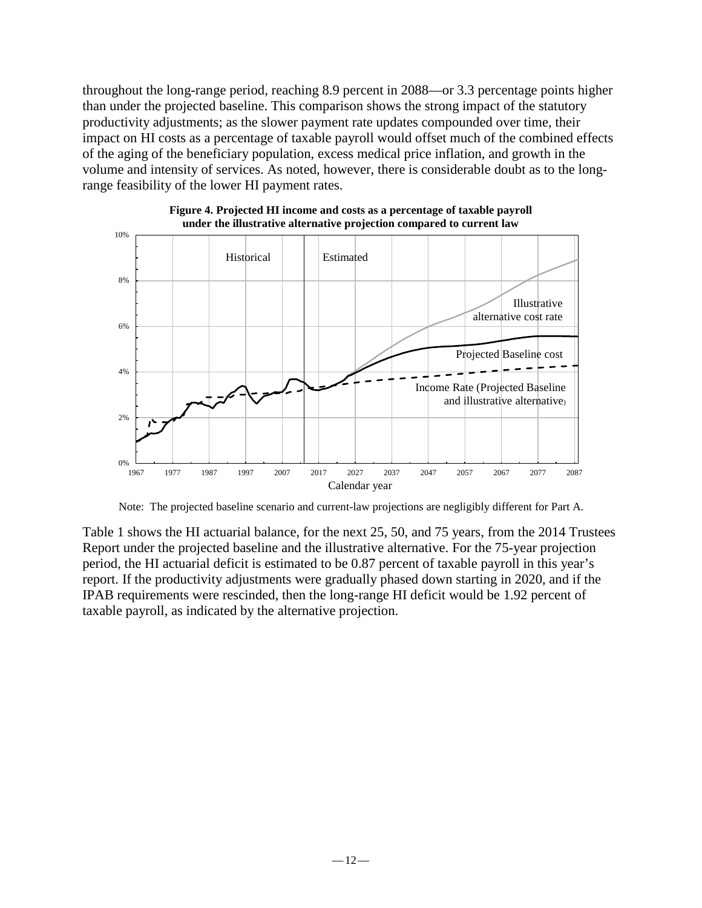throughout the long-range period, reaching 8.9 percent in 2088—or 3.3 percentage points higher than under the projected baseline. This comparison shows the strong impact of the statutory productivity adjustments; as the slower payment rate updates compounded over time, their impact on HI costs as a percentage of taxable payroll would offset much of the combined effects of the aging of the beneficiary population, excess medical price inflation, and growth in the volume and intensity of services. As noted, however, there is considerable doubt as to the long-range feasibility of the lower HI payment rates.

**Figure 4. Projected HI income and costs as a percentage of taxable payroll under the illustrative alternative projection compared to current law**

Note: The projected baseline scenario and current-law projections are negligibly different for Part A.

Table 1 shows the HI actuarial balance, for the next 25, 50, and 75 years, from the 2014 Trustees Report under the projected baseline and the illustrative alternative. For the 75-year projection period, the HI actuarial deficit is estimated to be 0.87 percent of taxable payroll in this year's report. If the productivity adjustments were gradually phased down starting in 2020, and if the IPAB requirements were rescinded, then the long-range HI deficit would be 1.92 percent of taxable payroll, as indicated by the alternative projection.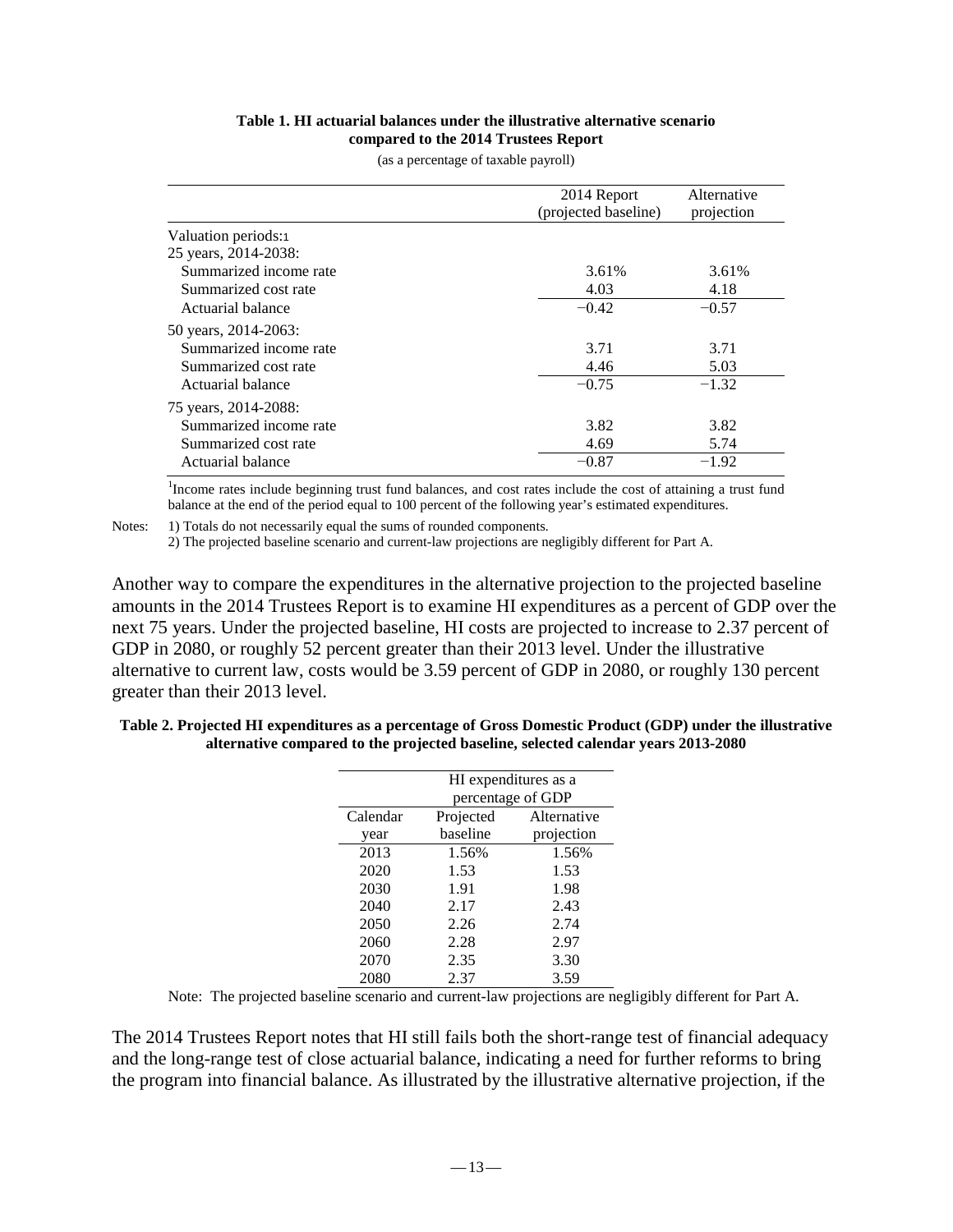**Table 1. HI actuarial balances under the illustrative alternative scenario compared to the 2014 Trustees Report**

(as a percentage of taxable payroll)

| | 2014 Report (projected baseline) | Alternative projection |
|---|---|---|
| Valuation periods:[1] | | |
| 25 years, 2014-2038: | | |
| Summarized income rate | 3.61% | 3.61% |
| Summarized cost rate | 4.03 | 4.18 |
| Actuarial balance | −0.42 | −0.57 |
| 50 years, 2014-2063: | | |
| Summarized income rate | 3.71 | 3.71 |
| Summarized cost rate | 4.46 | 5.03 |
| Actuarial balance | −0.75 | −1.32 |
| 75 years, 2014-2088: | | |
| Summarized income rate | 3.82 | 3.82 |
| Summarized cost rate | 4.69 | 5.74 |
| Actuarial balance | −0.87 | −1.92 |

[1]Income rates include beginning trust fund balances, and cost rates include the cost of attaining a trust fund balance at the end of the period equal to 100 percent of the following year's estimated expenditures.

Notes: 1) Totals do not necessarily equal the sums of rounded components.
2) The projected baseline scenario and current-law projections are negligibly different for Part A.

Another way to compare the expenditures in the alternative projection to the projected baseline amounts in the 2014 Trustees Report is to examine HI expenditures as a percent of GDP over the next 75 years. Under the projected baseline, HI costs are projected to increase to 2.37 percent of GDP in 2080, or roughly 52 percent greater than their 2013 level. Under the illustrative alternative to current law, costs would be 3.59 percent of GDP in 2080, or roughly 130 percent greater than their 2013 level.

**Table 2. Projected HI expenditures as a percentage of Gross Domestic Product (GDP) under the illustrative alternative compared to the projected baseline, selected calendar years 2013-2080**

| | HI expenditures as a percentage of GDP | |
|---|---|---|
| Calendar year | Projected baseline | Alternative projection |
| 2013 | 1.56% | 1.56% |
| 2020 | 1.53 | 1.53 |
| 2030 | 1.91 | 1.98 |
| 2040 | 2.17 | 2.43 |
| 2050 | 2.26 | 2.74 |
| 2060 | 2.28 | 2.97 |
| 2070 | 2.35 | 3.30 |
| 2080 | 2.37 | 3.59 |

Note: The projected baseline scenario and current-law projections are negligibly different for Part A.

The 2014 Trustees Report notes that HI still fails both the short-range test of financial adequacy and the long-range test of close actuarial balance, indicating a need for further reforms to bring the program into financial balance. As illustrated by the illustrative alternative projection, if the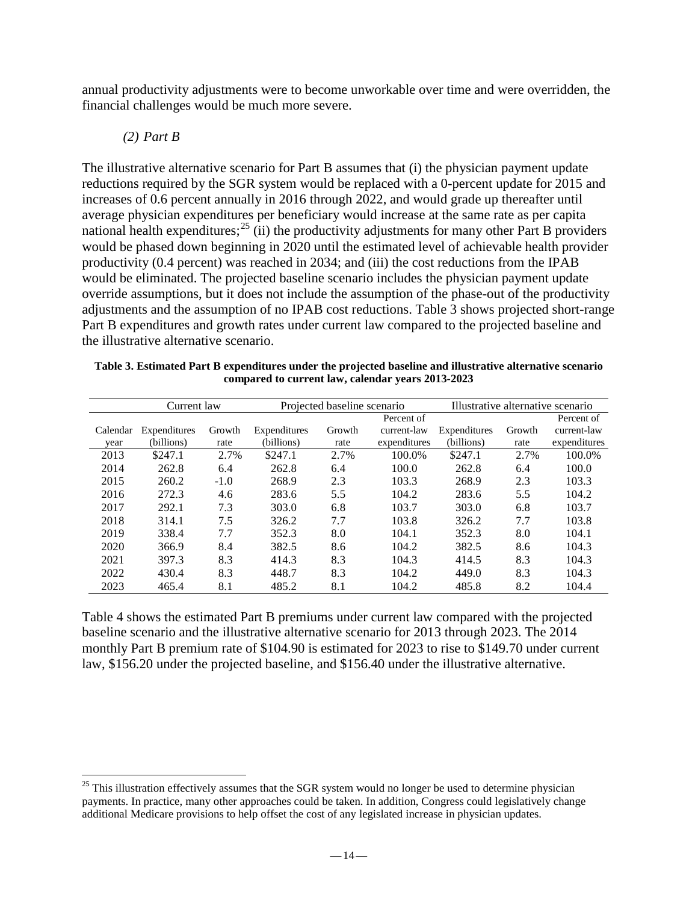annual productivity adjustments were to become unworkable over time and were overridden, the financial challenges would be much more severe.

*(2) Part B*

The illustrative alternative scenario for Part B assumes that (i) the physician payment update reductions required by the SGR system would be replaced with a 0-percent update for 2015 and increases of 0.6 percent annually in 2016 through 2022, and would grade up thereafter until average physician expenditures per beneficiary would increase at the same rate as per capita national health expenditures;[25] (ii) the productivity adjustments for many other Part B providers would be phased down beginning in 2020 until the estimated level of achievable health provider productivity (0.4 percent) was reached in 2034; and (iii) the cost reductions from the IPAB would be eliminated. The projected baseline scenario includes the physician payment update override assumptions, but it does not include the assumption of the phase-out of the productivity adjustments and the assumption of no IPAB cost reductions. Table 3 shows projected short-range Part B expenditures and growth rates under current law compared to the projected baseline and the illustrative alternative scenario.

**Table 3. Estimated Part B expenditures under the projected baseline and illustrative alternative scenario compared to current law, calendar years 2013-2023**

| | Current law | | Projected baseline scenario | | | Illustrative alternative scenario | | |
|---|---|---|---|---|---|---|---|---|
| Calendar year | Expenditures (billions) | Growth rate | Expenditures (billions) | Growth rate | Percent of current-law expenditures | Expenditures (billions) | Growth rate | Percent of current-law expenditures |
| 2013 | $247.1 | 2.7% | $247.1 | 2.7% | 100.0% | $247.1 | 2.7% | 100.0% |
| 2014 | 262.8 | 6.4 | 262.8 | 6.4 | 100.0 | 262.8 | 6.4 | 100.0 |
| 2015 | 260.2 | -1.0 | 268.9 | 2.3 | 103.3 | 268.9 | 2.3 | 103.3 |
| 2016 | 272.3 | 4.6 | 283.6 | 5.5 | 104.2 | 283.6 | 5.5 | 104.2 |
| 2017 | 292.1 | 7.3 | 303.0 | 6.8 | 103.7 | 303.0 | 6.8 | 103.7 |
| 2018 | 314.1 | 7.5 | 326.2 | 7.7 | 103.8 | 326.2 | 7.7 | 103.8 |
| 2019 | 338.4 | 7.7 | 352.3 | 8.0 | 104.1 | 352.3 | 8.0 | 104.1 |
| 2020 | 366.9 | 8.4 | 382.5 | 8.6 | 104.2 | 382.5 | 8.6 | 104.3 |
| 2021 | 397.3 | 8.3 | 414.3 | 8.3 | 104.3 | 414.5 | 8.3 | 104.3 |
| 2022 | 430.4 | 8.3 | 448.7 | 8.3 | 104.2 | 449.0 | 8.3 | 104.3 |
| 2023 | 465.4 | 8.1 | 485.2 | 8.1 | 104.2 | 485.8 | 8.2 | 104.4 |

Table 4 shows the estimated Part B premiums under current law compared with the projected baseline scenario and the illustrative alternative scenario for 2013 through 2023. The 2014 monthly Part B premium rate of $104.90 is estimated for 2023 to rise to $149.70 under current law, $156.20 under the projected baseline, and $156.40 under the illustrative alternative.

---

[25] This illustration effectively assumes that the SGR system would no longer be used to determine physician payments. In practice, many other approaches could be taken. In addition, Congress could legislatively change additional Medicare provisions to help offset the cost of any legislated increase in physician updates.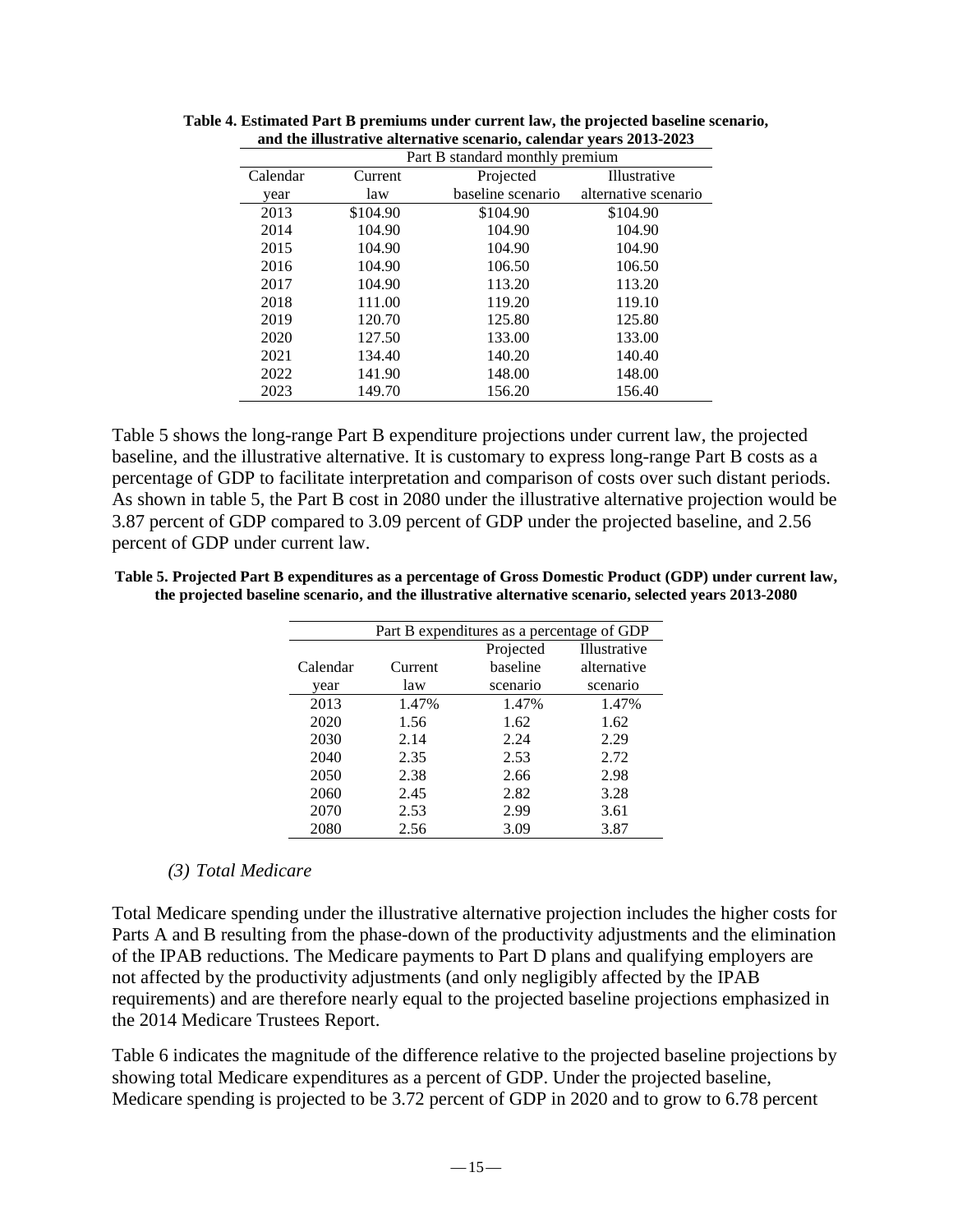**Table 4. Estimated Part B premiums under current law, the projected baseline scenario, and the illustrative alternative scenario, calendar years 2013-2023**

| | Part B standard monthly premium | | |
|---|---|---|---|
| Calendar year | Current law | Projected baseline scenario | Illustrative alternative scenario |
| 2013 | $104.90 | $104.90 | $104.90 |
| 2014 | 104.90 | 104.90 | 104.90 |
| 2015 | 104.90 | 104.90 | 104.90 |
| 2016 | 104.90 | 106.50 | 106.50 |
| 2017 | 104.90 | 113.20 | 113.20 |
| 2018 | 111.00 | 119.20 | 119.10 |
| 2019 | 120.70 | 125.80 | 125.80 |
| 2020 | 127.50 | 133.00 | 133.00 |
| 2021 | 134.40 | 140.20 | 140.40 |
| 2022 | 141.90 | 148.00 | 148.00 |
| 2023 | 149.70 | 156.20 | 156.40 |

Table 5 shows the long-range Part B expenditure projections under current law, the projected baseline, and the illustrative alternative. It is customary to express long-range Part B costs as a percentage of GDP to facilitate interpretation and comparison of costs over such distant periods. As shown in table 5, the Part B cost in 2080 under the illustrative alternative projection would be 3.87 percent of GDP compared to 3.09 percent of GDP under the projected baseline, and 2.56 percent of GDP under current law.

**Table 5. Projected Part B expenditures as a percentage of Gross Domestic Product (GDP) under current law, the projected baseline scenario, and the illustrative alternative scenario, selected years 2013-2080**

| | Part B expenditures as a percentage of GDP | | |
|---|---|---|---|
| Calendar year | Current law | Projected baseline scenario | Illustrative alternative scenario |
| 2013 | 1.47% | 1.47% | 1.47% |
| 2020 | 1.56 | 1.62 | 1.62 |
| 2030 | 2.14 | 2.24 | 2.29 |
| 2040 | 2.35 | 2.53 | 2.72 |
| 2050 | 2.38 | 2.66 | 2.98 |
| 2060 | 2.45 | 2.82 | 3.28 |
| 2070 | 2.53 | 2.99 | 3.61 |
| 2080 | 2.56 | 3.09 | 3.87 |

*(3) Total Medicare*

Total Medicare spending under the illustrative alternative projection includes the higher costs for Parts A and B resulting from the phase-down of the productivity adjustments and the elimination of the IPAB reductions. The Medicare payments to Part D plans and qualifying employers are not affected by the productivity adjustments (and only negligibly affected by the IPAB requirements) and are therefore nearly equal to the projected baseline projections emphasized in the 2014 Medicare Trustees Report.

Table 6 indicates the magnitude of the difference relative to the projected baseline projections by showing total Medicare expenditures as a percent of GDP. Under the projected baseline, Medicare spending is projected to be 3.72 percent of GDP in 2020 and to grow to 6.78 percent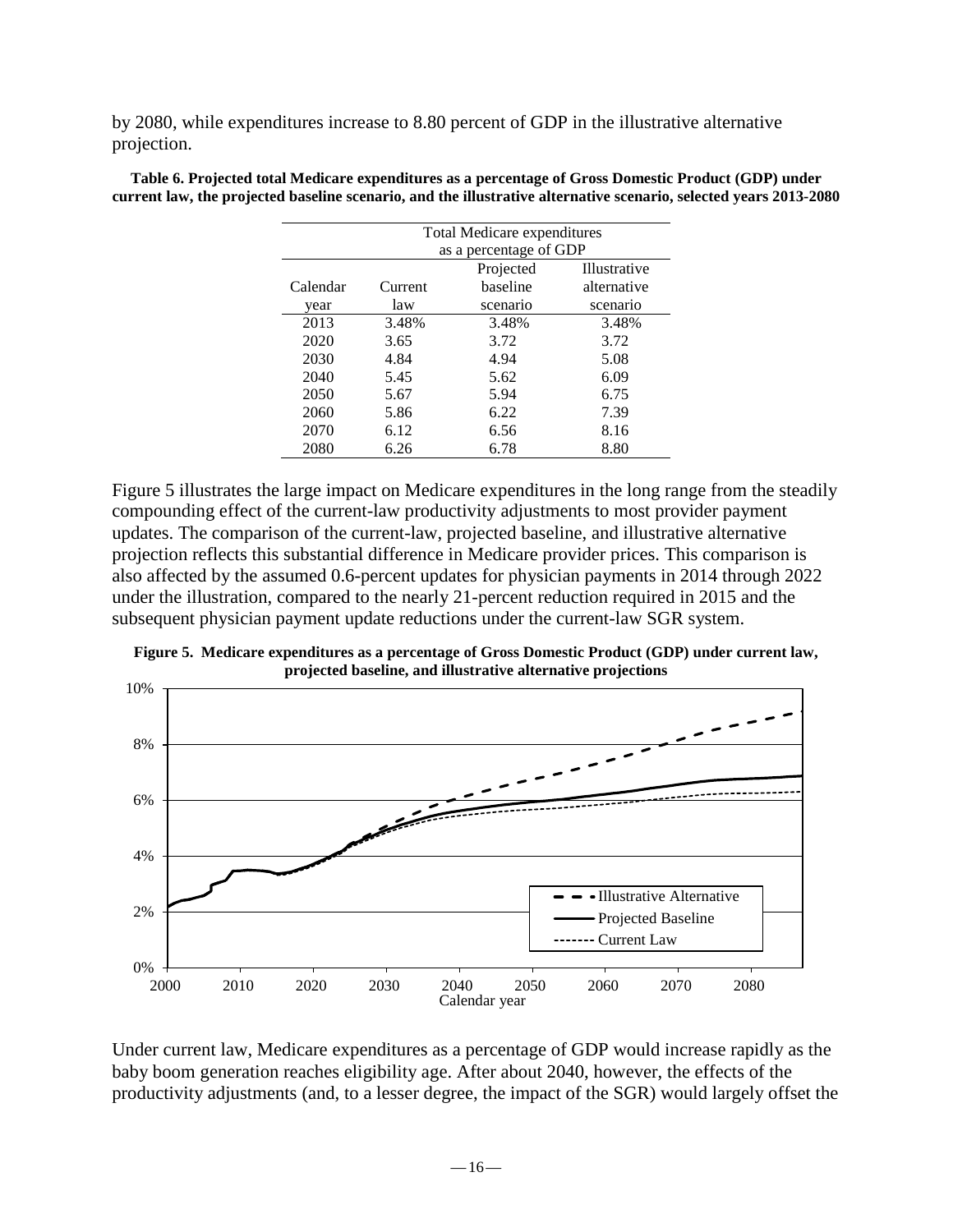by 2080, while expenditures increase to 8.80 percent of GDP in the illustrative alternative projection.

**Table 6. Projected total Medicare expenditures as a percentage of Gross Domestic Product (GDP) under current law, the projected baseline scenario, and the illustrative alternative scenario, selected years 2013-2080**

| | Total Medicare expenditures as a percentage of GDP | | |
|---|---|---|---|
| Calendar year | Current law | Projected baseline scenario | Illustrative alternative scenario |
| 2013 | 3.48% | 3.48% | 3.48% |
| 2020 | 3.65 | 3.72 | 3.72 |
| 2030 | 4.84 | 4.94 | 5.08 |
| 2040 | 5.45 | 5.62 | 6.09 |
| 2050 | 5.67 | 5.94 | 6.75 |
| 2060 | 5.86 | 6.22 | 7.39 |
| 2070 | 6.12 | 6.56 | 8.16 |
| 2080 | 6.26 | 6.78 | 8.80 |

Figure 5 illustrates the large impact on Medicare expenditures in the long range from the steadily compounding effect of the current-law productivity adjustments to most provider payment updates. The comparison of the current-law, projected baseline, and illustrative alternative projection reflects this substantial difference in Medicare provider prices. This comparison is also affected by the assumed 0.6-percent updates for physician payments in 2014 through 2022 under the illustration, compared to the nearly 21-percent reduction required in 2015 and the subsequent physician payment update reductions under the current-law SGR system.

**Figure 5. Medicare expenditures as a percentage of Gross Domestic Product (GDP) under current law, projected baseline, and illustrative alternative projections**

Under current law, Medicare expenditures as a percentage of GDP would increase rapidly as the baby boom generation reaches eligibility age. After about 2040, however, the effects of the productivity adjustments (and, to a lesser degree, the impact of the SGR) would largely offset the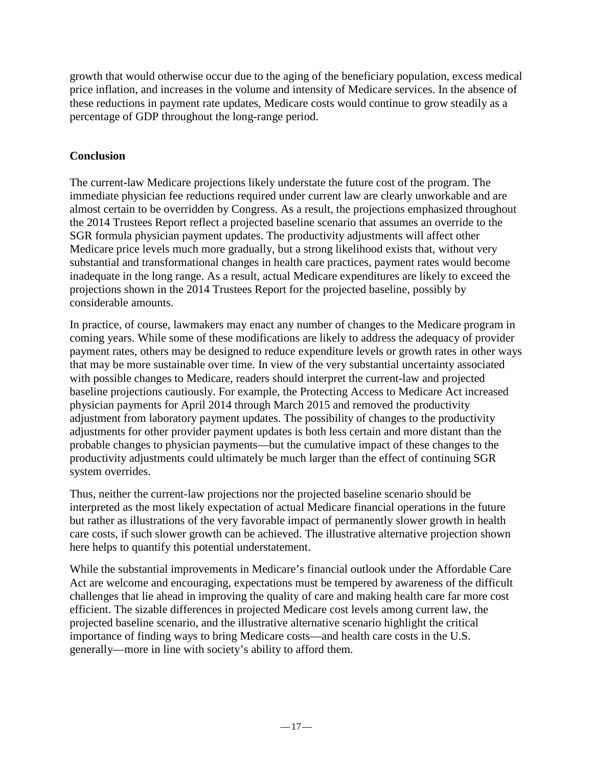growth that would otherwise occur due to the aging of the beneficiary population, excess medical price inflation, and increases in the volume and intensity of Medicare services. In the absence of these reductions in payment rate updates, Medicare costs would continue to grow steadily as a percentage of GDP throughout the long-range period.

## Conclusion

The current-law Medicare projections likely understate the future cost of the program. The immediate physician fee reductions required under current law are clearly unworkable and are almost certain to be overridden by Congress. As a result, the projections emphasized throughout the 2014 Trustees Report reflect a projected baseline scenario that assumes an override to the SGR formula physician payment updates. The productivity adjustments will affect other Medicare price levels much more gradually, but a strong likelihood exists that, without very substantial and transformational changes in health care practices, payment rates would become inadequate in the long range. As a result, actual Medicare expenditures are likely to exceed the projections shown in the 2014 Trustees Report for the projected baseline, possibly by considerable amounts.

In practice, of course, lawmakers may enact any number of changes to the Medicare program in coming years. While some of these modifications are likely to address the adequacy of provider payment rates, others may be designed to reduce expenditure levels or growth rates in other ways that may be more sustainable over time. In view of the very substantial uncertainty associated with possible changes to Medicare, readers should interpret the current-law and projected baseline projections cautiously. For example, the Protecting Access to Medicare Act increased physician payments for April 2014 through March 2015 and removed the productivity adjustment from laboratory payment updates. The possibility of changes to the productivity adjustments for other provider payment updates is both less certain and more distant than the probable changes to physician payments—but the cumulative impact of these changes to the productivity adjustments could ultimately be much larger than the effect of continuing SGR system overrides.

Thus, neither the current-law projections nor the projected baseline scenario should be interpreted as the most likely expectation of actual Medicare financial operations in the future but rather as illustrations of the very favorable impact of permanently slower growth in health care costs, if such slower growth can be achieved. The illustrative alternative projection shown here helps to quantify this potential understatement.

While the substantial improvements in Medicare's financial outlook under the Affordable Care Act are welcome and encouraging, expectations must be tempered by awareness of the difficult challenges that lie ahead in improving the quality of care and making health care far more cost efficient. The sizable differences in projected Medicare cost levels among current law, the projected baseline scenario, and the illustrative alternative scenario highlight the critical importance of finding ways to bring Medicare costs—and health care costs in the U.S. generally—more in line with society's ability to afford them.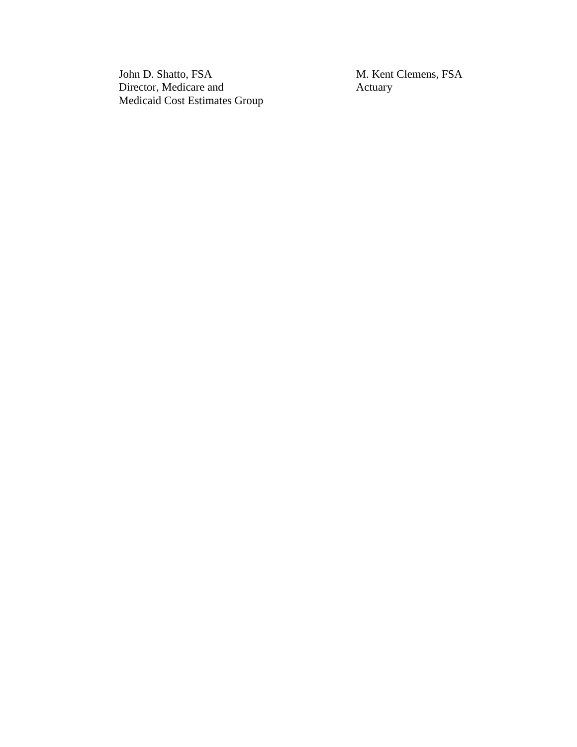John D. Shatto, FSA
Director, Medicare and
Medicaid Cost Estimates Group

M. Kent Clemens, FSA
Actuary